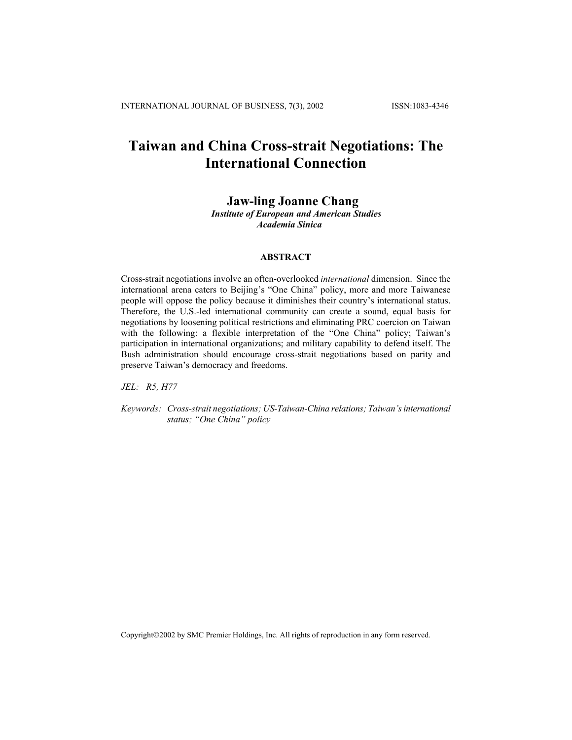# Taiwan and China Cross-strait Negotiations: The International Connection

**Jaw-ling Joanne Chang**

*Institute of European and American Studies*
*Academia Sinica*

## ABSTRACT

Cross-strait negotiations involve an often-overlooked *international* dimension. Since the international arena caters to Beijing's "One China" policy, more and more Taiwanese people will oppose the policy because it diminishes their country's international status. Therefore, the U.S.-led international community can create a sound, equal basis for negotiations by loosening political restrictions and eliminating PRC coercion on Taiwan with the following: a flexible interpretation of the "One China" policy; Taiwan's participation in international organizations; and military capability to defend itself. The Bush administration should encourage cross-strait negotiations based on parity and preserve Taiwan's democracy and freedoms.

*JEL: R5, H77*

*Keywords: Cross-strait negotiations; US-Taiwan-China relations; Taiwan's international status; "One China" policy*

Copyright©2002 by SMC Premier Holdings, Inc. All rights of reproduction in any form reserved.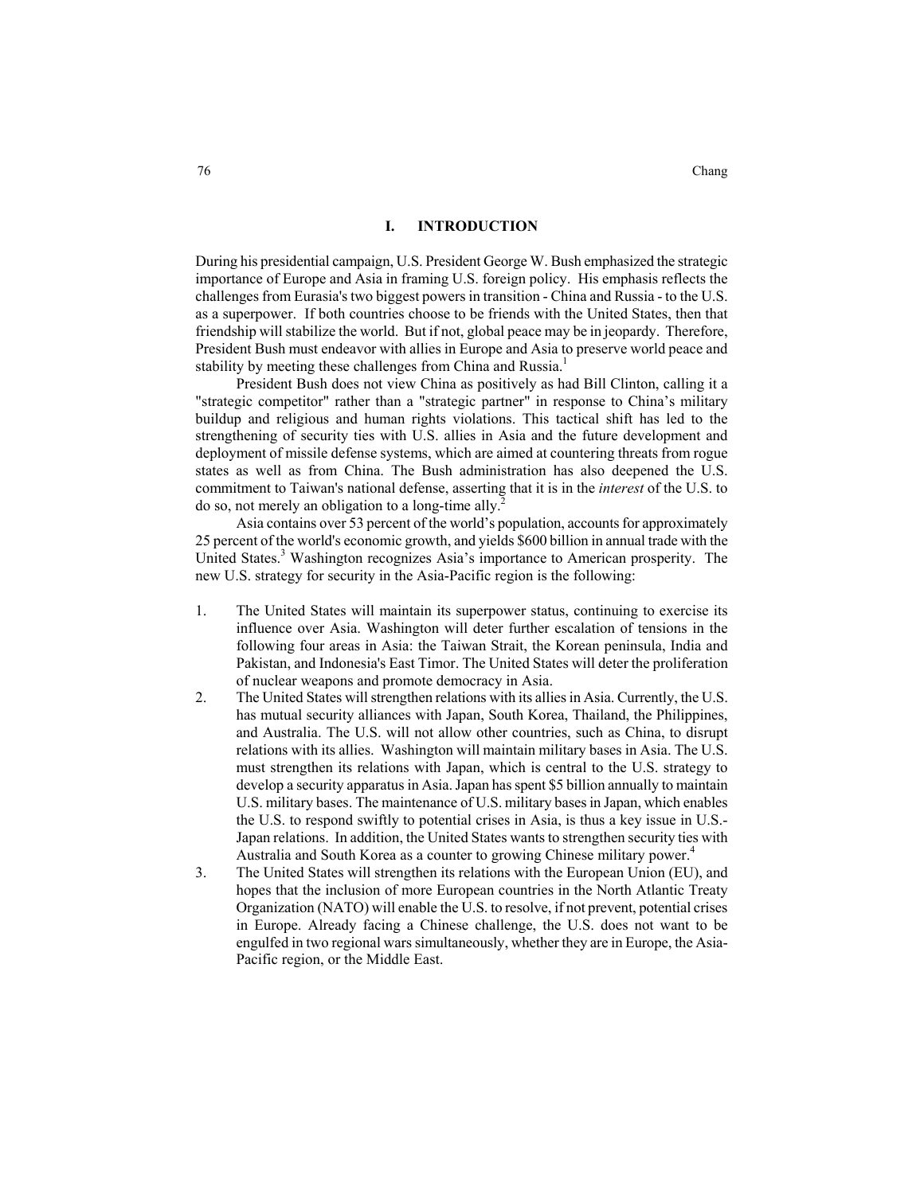## I. INTRODUCTION

During his presidential campaign, U.S. President George W. Bush emphasized the strategic importance of Europe and Asia in framing U.S. foreign policy. His emphasis reflects the challenges from Eurasia's two biggest powers in transition - China and Russia - to the U.S. as a superpower. If both countries choose to be friends with the United States, then that friendship will stabilize the world. But if not, global peace may be in jeopardy. Therefore, President Bush must endeavor with allies in Europe and Asia to preserve world peace and stability by meeting these challenges from China and Russia.[1]

President Bush does not view China as positively as had Bill Clinton, calling it a "strategic competitor" rather than a "strategic partner" in response to China's military buildup and religious and human rights violations. This tactical shift has led to the strengthening of security ties with U.S. allies in Asia and the future development and deployment of missile defense systems, which are aimed at countering threats from rogue states as well as from China. The Bush administration has also deepened the U.S. commitment to Taiwan's national defense, asserting that it is in the *interest* of the U.S. to do so, not merely an obligation to a long-time ally.[2]

Asia contains over 53 percent of the world's population, accounts for approximately 25 percent of the world's economic growth, and yields $600 billion in annual trade with the United States.[3] Washington recognizes Asia's importance to American prosperity. The new U.S. strategy for security in the Asia-Pacific region is the following:

1. The United States will maintain its superpower status, continuing to exercise its influence over Asia. Washington will deter further escalation of tensions in the following four areas in Asia: the Taiwan Strait, the Korean peninsula, India and Pakistan, and Indonesia's East Timor. The United States will deter the proliferation of nuclear weapons and promote democracy in Asia.
2. The United States will strengthen relations with its allies in Asia. Currently, the U.S. has mutual security alliances with Japan, South Korea, Thailand, the Philippines, and Australia. The U.S. will not allow other countries, such as China, to disrupt relations with its allies. Washington will maintain military bases in Asia. The U.S. must strengthen its relations with Japan, which is central to the U.S. strategy to develop a security apparatus in Asia. Japan has spent $5 billion annually to maintain U.S. military bases. The maintenance of U.S. military bases in Japan, which enables the U.S. to respond swiftly to potential crises in Asia, is thus a key issue in U.S.-Japan relations. In addition, the United States wants to strengthen security ties with Australia and South Korea as a counter to growing Chinese military power.[4]
3. The United States will strengthen its relations with the European Union (EU), and hopes that the inclusion of more European countries in the North Atlantic Treaty Organization (NATO) will enable the U.S. to resolve, if not prevent, potential crises in Europe. Already facing a Chinese challenge, the U.S. does not want to be engulfed in two regional wars simultaneously, whether they are in Europe, the Asia-Pacific region, or the Middle East.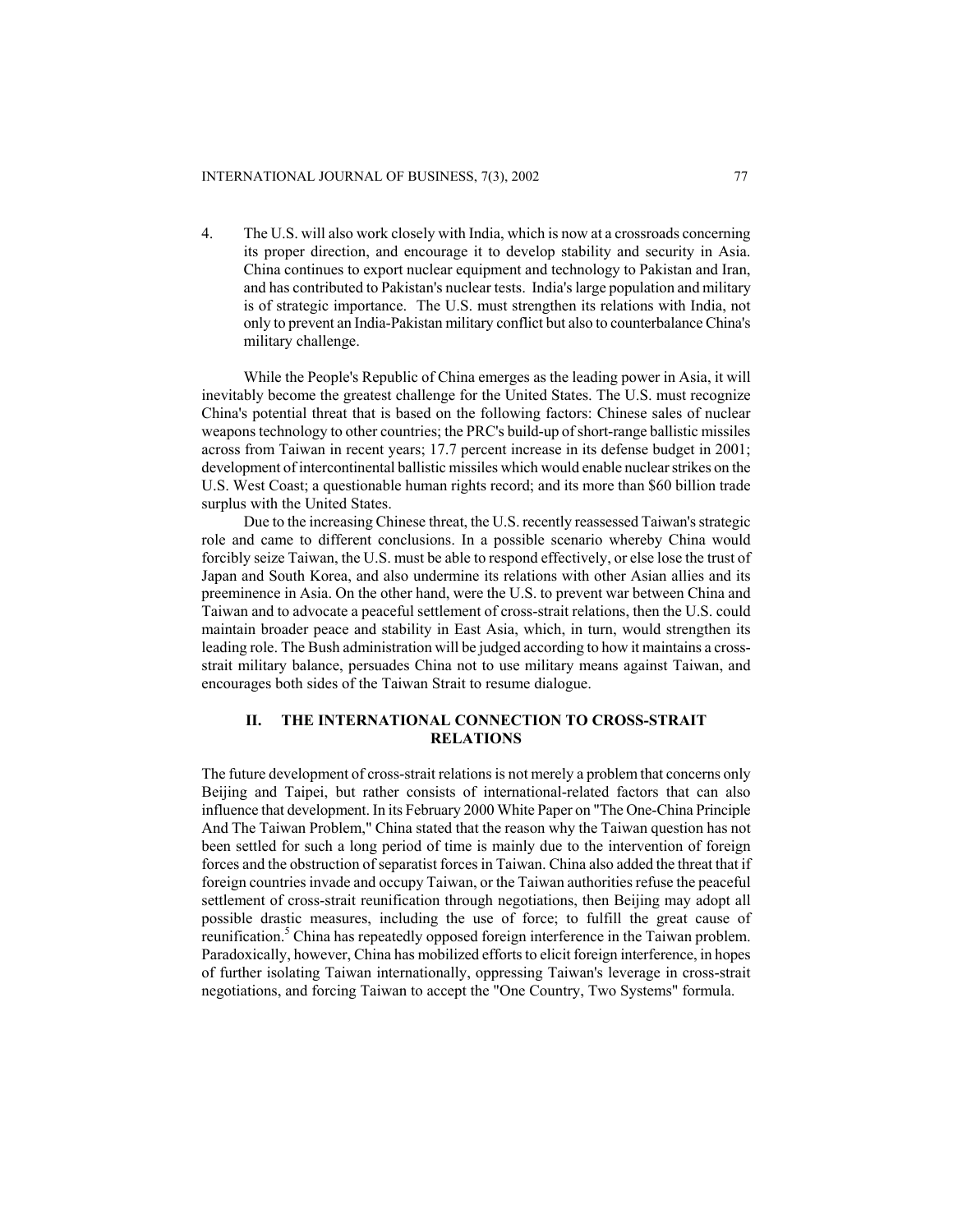4. The U.S. will also work closely with India, which is now at a crossroads concerning its proper direction, and encourage it to develop stability and security in Asia. China continues to export nuclear equipment and technology to Pakistan and Iran, and has contributed to Pakistan's nuclear tests. India's large population and military is of strategic importance. The U.S. must strengthen its relations with India, not only to prevent an India-Pakistan military conflict but also to counterbalance China's military challenge.

While the People's Republic of China emerges as the leading power in Asia, it will inevitably become the greatest challenge for the United States. The U.S. must recognize China's potential threat that is based on the following factors: Chinese sales of nuclear weapons technology to other countries; the PRC's build-up of short-range ballistic missiles across from Taiwan in recent years; 17.7 percent increase in its defense budget in 2001; development of intercontinental ballistic missiles which would enable nuclear strikes on the U.S. West Coast; a questionable human rights record; and its more than $60 billion trade surplus with the United States.

Due to the increasing Chinese threat, the U.S. recently reassessed Taiwan's strategic role and came to different conclusions. In a possible scenario whereby China would forcibly seize Taiwan, the U.S. must be able to respond effectively, or else lose the trust of Japan and South Korea, and also undermine its relations with other Asian allies and its preeminence in Asia. On the other hand, were the U.S. to prevent war between China and Taiwan and to advocate a peaceful settlement of cross-strait relations, then the U.S. could maintain broader peace and stability in East Asia, which, in turn, would strengthen its leading role. The Bush administration will be judged according to how it maintains a cross-strait military balance, persuades China not to use military means against Taiwan, and encourages both sides of the Taiwan Strait to resume dialogue.

## II. THE INTERNATIONAL CONNECTION TO CROSS-STRAIT RELATIONS

The future development of cross-strait relations is not merely a problem that concerns only Beijing and Taipei, but rather consists of international-related factors that can also influence that development. In its February 2000 White Paper on "The One-China Principle And The Taiwan Problem," China stated that the reason why the Taiwan question has not been settled for such a long period of time is mainly due to the intervention of foreign forces and the obstruction of separatist forces in Taiwan. China also added the threat that if foreign countries invade and occupy Taiwan, or the Taiwan authorities refuse the peaceful settlement of cross-strait reunification through negotiations, then Beijing may adopt all possible drastic measures, including the use of force; to fulfill the great cause of reunification.[5] China has repeatedly opposed foreign interference in the Taiwan problem. Paradoxically, however, China has mobilized efforts to elicit foreign interference, in hopes of further isolating Taiwan internationally, oppressing Taiwan's leverage in cross-strait negotiations, and forcing Taiwan to accept the "One Country, Two Systems" formula.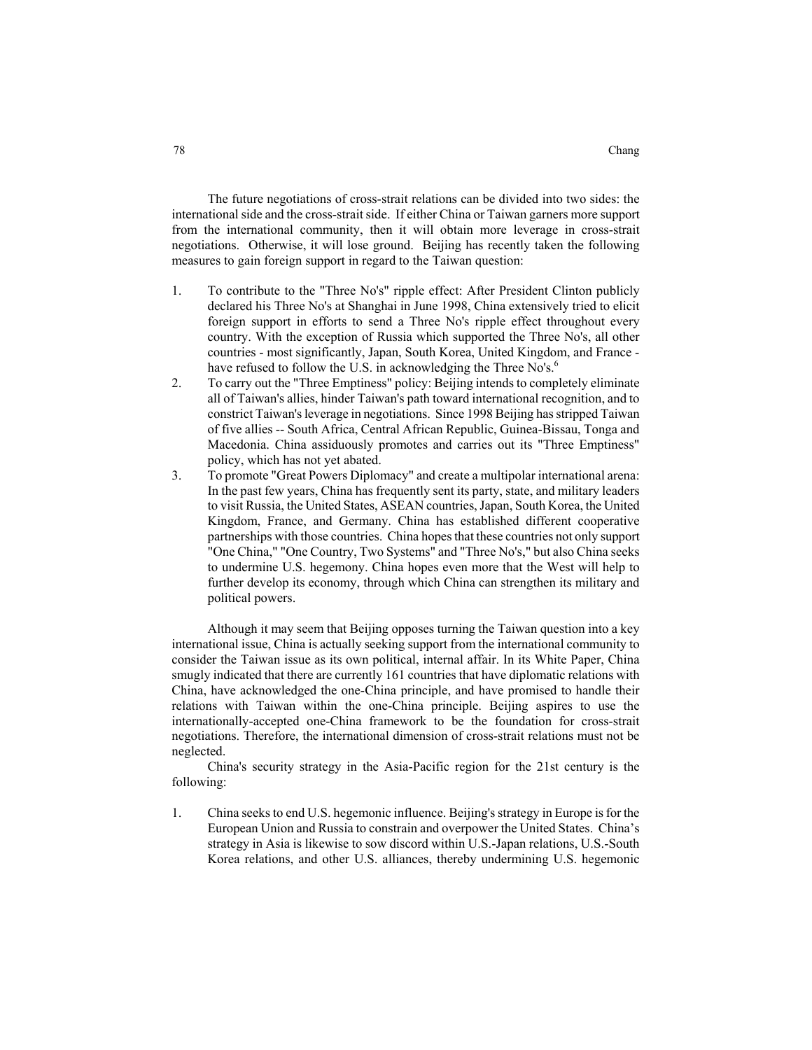The future negotiations of cross-strait relations can be divided into two sides: the international side and the cross-strait side. If either China or Taiwan garners more support from the international community, then it will obtain more leverage in cross-strait negotiations. Otherwise, it will lose ground. Beijing has recently taken the following measures to gain foreign support in regard to the Taiwan question:

1. To contribute to the "Three No's" ripple effect: After President Clinton publicly declared his Three No's at Shanghai in June 1998, China extensively tried to elicit foreign support in efforts to send a Three No's ripple effect throughout every country. With the exception of Russia which supported the Three No's, all other countries - most significantly, Japan, South Korea, United Kingdom, and France - have refused to follow the U.S. in acknowledging the Three No's.[6]
2. To carry out the "Three Emptiness" policy: Beijing intends to completely eliminate all of Taiwan's allies, hinder Taiwan's path toward international recognition, and to constrict Taiwan's leverage in negotiations. Since 1998 Beijing has stripped Taiwan of five allies -- South Africa, Central African Republic, Guinea-Bissau, Tonga and Macedonia. China assiduously promotes and carries out its "Three Emptiness" policy, which has not yet abated.
3. To promote "Great Powers Diplomacy" and create a multipolar international arena: In the past few years, China has frequently sent its party, state, and military leaders to visit Russia, the United States, ASEAN countries, Japan, South Korea, the United Kingdom, France, and Germany. China has established different cooperative partnerships with those countries. China hopes that these countries not only support "One China," "One Country, Two Systems" and "Three No's," but also China seeks to undermine U.S. hegemony. China hopes even more that the West will help to further develop its economy, through which China can strengthen its military and political powers.

Although it may seem that Beijing opposes turning the Taiwan question into a key international issue, China is actually seeking support from the international community to consider the Taiwan issue as its own political, internal affair. In its White Paper, China smugly indicated that there are currently 161 countries that have diplomatic relations with China, have acknowledged the one-China principle, and have promised to handle their relations with Taiwan within the one-China principle. Beijing aspires to use the internationally-accepted one-China framework to be the foundation for cross-strait negotiations. Therefore, the international dimension of cross-strait relations must not be neglected.

China's security strategy in the Asia-Pacific region for the 21st century is the following:

1. China seeks to end U.S. hegemonic influence. Beijing's strategy in Europe is for the European Union and Russia to constrain and overpower the United States. China's strategy in Asia is likewise to sow discord within U.S.-Japan relations, U.S.-South Korea relations, and other U.S. alliances, thereby undermining U.S. hegemonic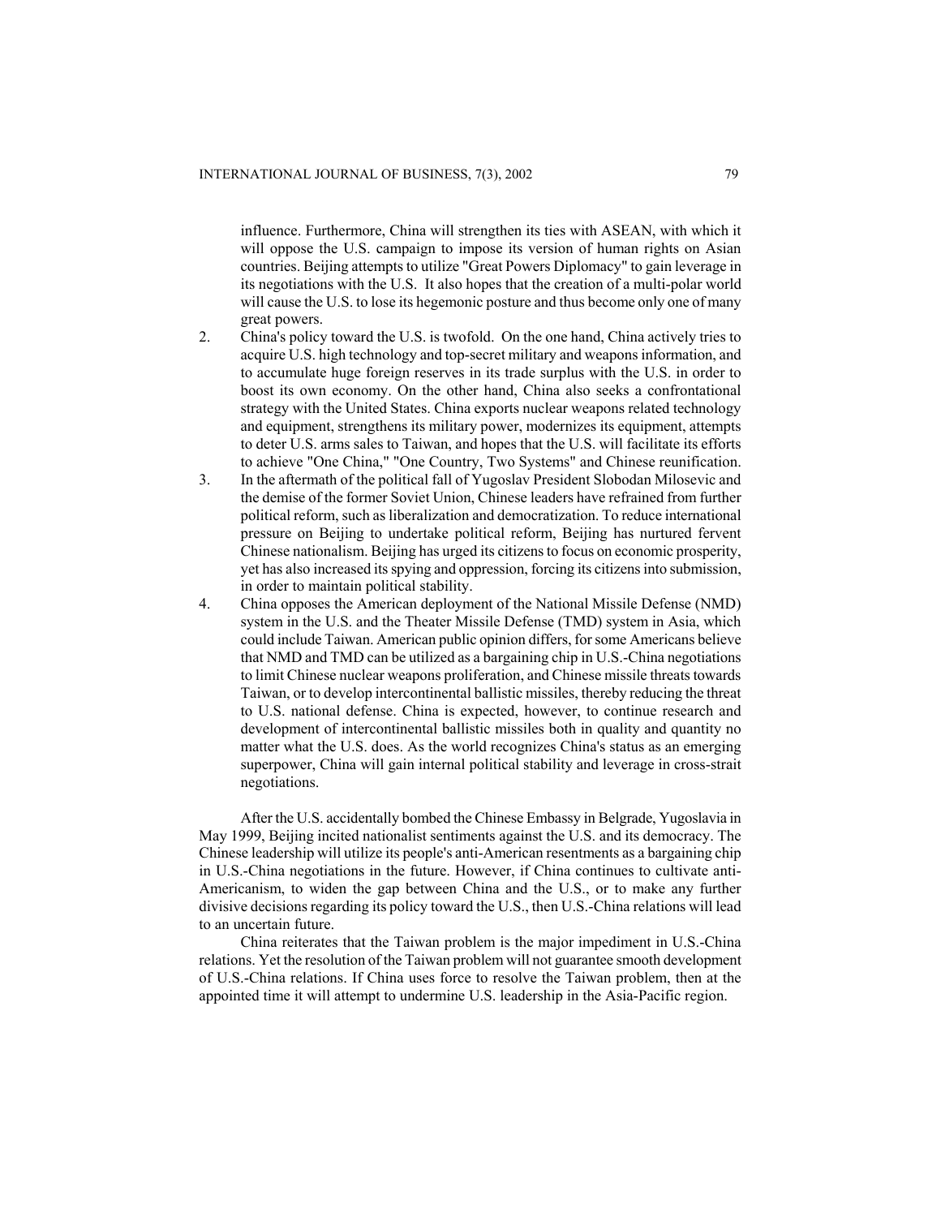influence. Furthermore, China will strengthen its ties with ASEAN, with which it will oppose the U.S. campaign to impose its version of human rights on Asian countries. Beijing attempts to utilize "Great Powers Diplomacy" to gain leverage in its negotiations with the U.S. It also hopes that the creation of a multi-polar world will cause the U.S. to lose its hegemonic posture and thus become only one of many great powers.

2. China's policy toward the U.S. is twofold. On the one hand, China actively tries to acquire U.S. high technology and top-secret military and weapons information, and to accumulate huge foreign reserves in its trade surplus with the U.S. in order to boost its own economy. On the other hand, China also seeks a confrontational strategy with the United States. China exports nuclear weapons related technology and equipment, strengthens its military power, modernizes its equipment, attempts to deter U.S. arms sales to Taiwan, and hopes that the U.S. will facilitate its efforts to achieve "One China," "One Country, Two Systems" and Chinese reunification.
3. In the aftermath of the political fall of Yugoslav President Slobodan Milosevic and the demise of the former Soviet Union, Chinese leaders have refrained from further political reform, such as liberalization and democratization. To reduce international pressure on Beijing to undertake political reform, Beijing has nurtured fervent Chinese nationalism. Beijing has urged its citizens to focus on economic prosperity, yet has also increased its spying and oppression, forcing its citizens into submission, in order to maintain political stability.
4. China opposes the American deployment of the National Missile Defense (NMD) system in the U.S. and the Theater Missile Defense (TMD) system in Asia, which could include Taiwan. American public opinion differs, for some Americans believe that NMD and TMD can be utilized as a bargaining chip in U.S.-China negotiations to limit Chinese nuclear weapons proliferation, and Chinese missile threats towards Taiwan, or to develop intercontinental ballistic missiles, thereby reducing the threat to U.S. national defense. China is expected, however, to continue research and development of intercontinental ballistic missiles both in quality and quantity no matter what the U.S. does. As the world recognizes China's status as an emerging superpower, China will gain internal political stability and leverage in cross-strait negotiations.

After the U.S. accidentally bombed the Chinese Embassy in Belgrade, Yugoslavia in May 1999, Beijing incited nationalist sentiments against the U.S. and its democracy. The Chinese leadership will utilize its people's anti-American resentments as a bargaining chip in U.S.-China negotiations in the future. However, if China continues to cultivate anti-Americanism, to widen the gap between China and the U.S., or to make any further divisive decisions regarding its policy toward the U.S., then U.S.-China relations will lead to an uncertain future.

China reiterates that the Taiwan problem is the major impediment in U.S.-China relations. Yet the resolution of the Taiwan problem will not guarantee smooth development of U.S.-China relations. If China uses force to resolve the Taiwan problem, then at the appointed time it will attempt to undermine U.S. leadership in the Asia-Pacific region.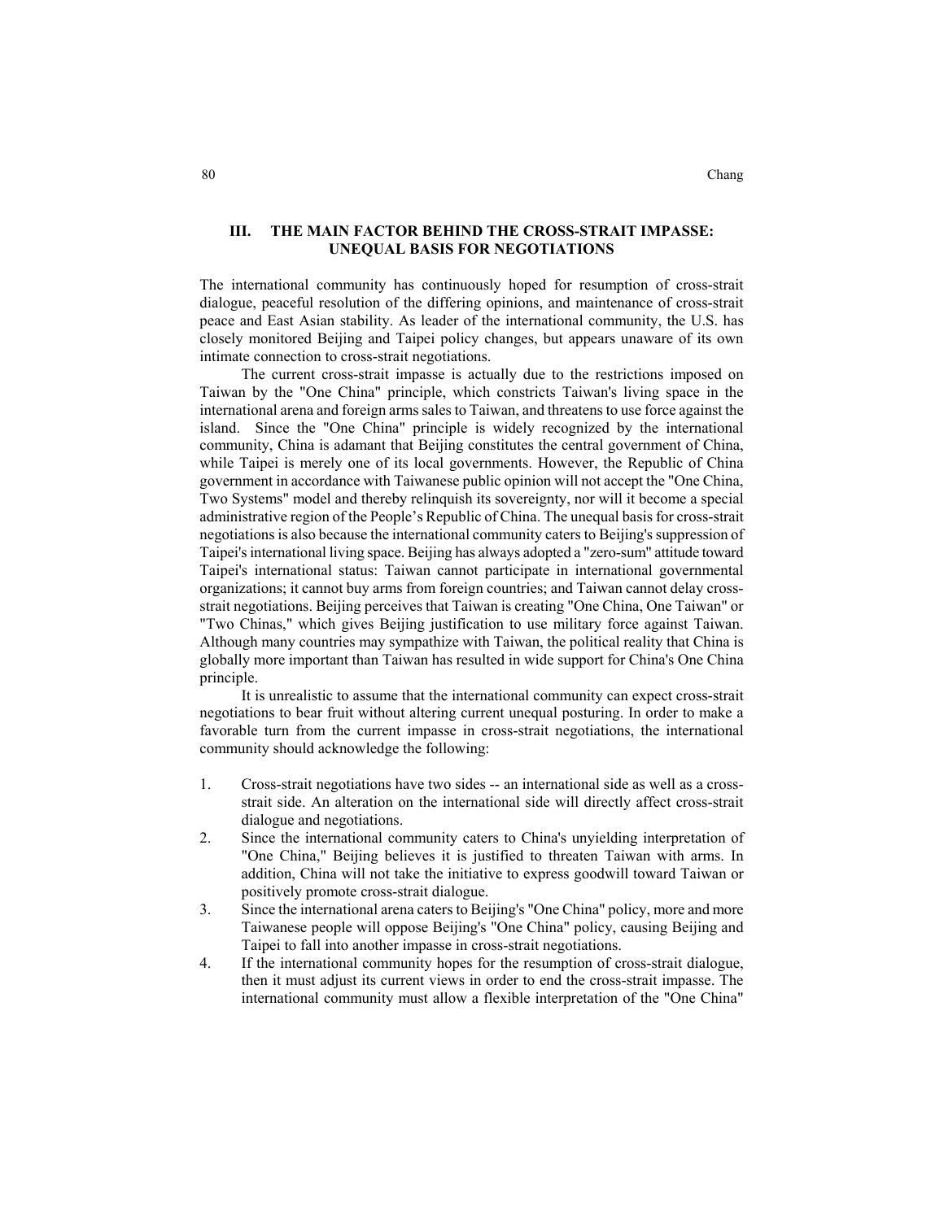## III. THE MAIN FACTOR BEHIND THE CROSS-STRAIT IMPASSE: UNEQUAL BASIS FOR NEGOTIATIONS

The international community has continuously hoped for resumption of cross-strait dialogue, peaceful resolution of the differing opinions, and maintenance of cross-strait peace and East Asian stability. As leader of the international community, the U.S. has closely monitored Beijing and Taipei policy changes, but appears unaware of its own intimate connection to cross-strait negotiations.

The current cross-strait impasse is actually due to the restrictions imposed on Taiwan by the "One China" principle, which constricts Taiwan's living space in the international arena and foreign arms sales to Taiwan, and threatens to use force against the island. Since the "One China" principle is widely recognized by the international community, China is adamant that Beijing constitutes the central government of China, while Taipei is merely one of its local governments. However, the Republic of China government in accordance with Taiwanese public opinion will not accept the "One China, Two Systems" model and thereby relinquish its sovereignty, nor will it become a special administrative region of the People's Republic of China. The unequal basis for cross-strait negotiations is also because the international community caters to Beijing's suppression of Taipei's international living space. Beijing has always adopted a "zero-sum" attitude toward Taipei's international status: Taiwan cannot participate in international governmental organizations; it cannot buy arms from foreign countries; and Taiwan cannot delay cross-strait negotiations. Beijing perceives that Taiwan is creating "One China, One Taiwan" or "Two Chinas," which gives Beijing justification to use military force against Taiwan. Although many countries may sympathize with Taiwan, the political reality that China is globally more important than Taiwan has resulted in wide support for China's One China principle.

It is unrealistic to assume that the international community can expect cross-strait negotiations to bear fruit without altering current unequal posturing. In order to make a favorable turn from the current impasse in cross-strait negotiations, the international community should acknowledge the following:

1. Cross-strait negotiations have two sides -- an international side as well as a cross-strait side. An alteration on the international side will directly affect cross-strait dialogue and negotiations.
2. Since the international community caters to China's unyielding interpretation of "One China," Beijing believes it is justified to threaten Taiwan with arms. In addition, China will not take the initiative to express goodwill toward Taiwan or positively promote cross-strait dialogue.
3. Since the international arena caters to Beijing's "One China" policy, more and more Taiwanese people will oppose Beijing's "One China" policy, causing Beijing and Taipei to fall into another impasse in cross-strait negotiations.
4. If the international community hopes for the resumption of cross-strait dialogue, then it must adjust its current views in order to end the cross-strait impasse. The international community must allow a flexible interpretation of the "One China"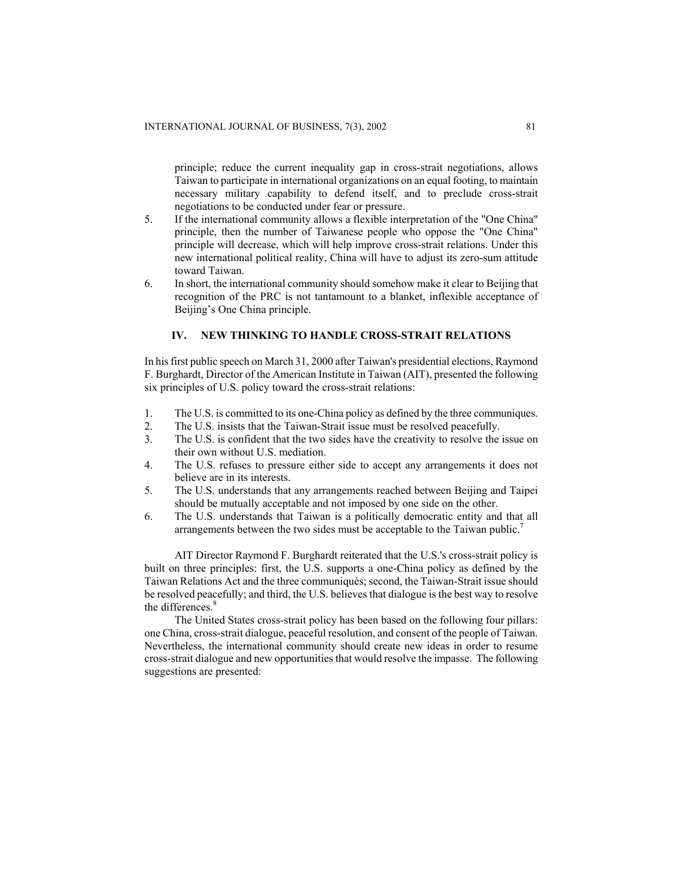principle; reduce the current inequality gap in cross-strait negotiations, allows Taiwan to participate in international organizations on an equal footing, to maintain necessary military capability to defend itself, and to preclude cross-strait negotiations to be conducted under fear or pressure.

5. If the international community allows a flexible interpretation of the "One China" principle, then the number of Taiwanese people who oppose the "One China" principle will decrease, which will help improve cross-strait relations. Under this new international political reality, China will have to adjust its zero-sum attitude toward Taiwan.
6. In short, the international community should somehow make it clear to Beijing that recognition of the PRC is not tantamount to a blanket, inflexible acceptance of Beijing's One China principle.

## IV. NEW THINKING TO HANDLE CROSS-STRAIT RELATIONS

In his first public speech on March 31, 2000 after Taiwan's presidential elections, Raymond F. Burghardt, Director of the American Institute in Taiwan (AIT), presented the following six principles of U.S. policy toward the cross-strait relations:

1. The U.S. is committed to its one-China policy as defined by the three communiques.
2. The U.S. insists that the Taiwan-Strait issue must be resolved peacefully.
3. The U.S. is confident that the two sides have the creativity to resolve the issue on their own without U.S. mediation.
4. The U.S. refuses to pressure either side to accept any arrangements it does not believe are in its interests.
5. The U.S. understands that any arrangements reached between Beijing and Taipei should be mutually acceptable and not imposed by one side on the other.
6. The U.S. understands that Taiwan is a politically democratic entity and that all arrangements between the two sides must be acceptable to the Taiwan public.[7]

AIT Director Raymond F. Burghardt reiterated that the U.S.'s cross-strait policy is built on three principles: first, the U.S. supports a one-China policy as defined by the Taiwan Relations Act and the three communiqués; second, the Taiwan-Strait issue should be resolved peacefully; and third, the U.S. believes that dialogue is the best way to resolve the differences.[8]

The United States cross-strait policy has been based on the following four pillars: one China, cross-strait dialogue, peaceful resolution, and consent of the people of Taiwan. Nevertheless, the international community should create new ideas in order to resume cross-strait dialogue and new opportunities that would resolve the impasse. The following suggestions are presented: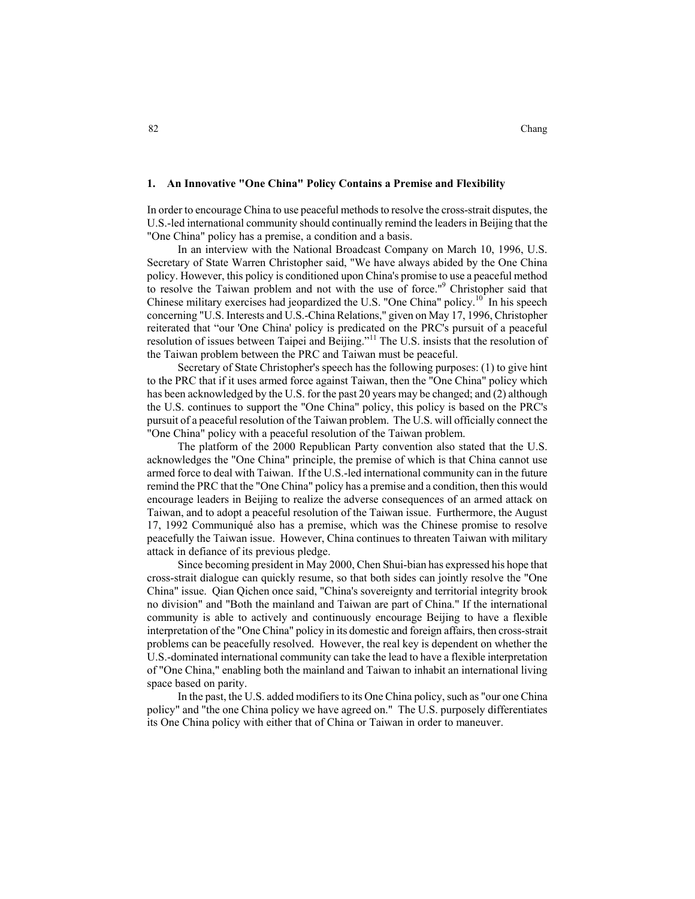### 1. An Innovative "One China" Policy Contains a Premise and Flexibility

In order to encourage China to use peaceful methods to resolve the cross-strait disputes, the U.S.-led international community should continually remind the leaders in Beijing that the "One China" policy has a premise, a condition and a basis.

In an interview with the National Broadcast Company on March 10, 1996, U.S. Secretary of State Warren Christopher said, "We have always abided by the One China policy. However, this policy is conditioned upon China's promise to use a peaceful method to resolve the Taiwan problem and not with the use of force."[9] Christopher said that Chinese military exercises had jeopardized the U.S. "One China" policy.[10] In his speech concerning "U.S. Interests and U.S.-China Relations," given on May 17, 1996, Christopher reiterated that "our 'One China' policy is predicated on the PRC's pursuit of a peaceful resolution of issues between Taipei and Beijing."[11] The U.S. insists that the resolution of the Taiwan problem between the PRC and Taiwan must be peaceful.

Secretary of State Christopher's speech has the following purposes: (1) to give hint to the PRC that if it uses armed force against Taiwan, then the "One China" policy which has been acknowledged by the U.S. for the past 20 years may be changed; and (2) although the U.S. continues to support the "One China" policy, this policy is based on the PRC's pursuit of a peaceful resolution of the Taiwan problem. The U.S. will officially connect the "One China" policy with a peaceful resolution of the Taiwan problem.

The platform of the 2000 Republican Party convention also stated that the U.S. acknowledges the "One China" principle, the premise of which is that China cannot use armed force to deal with Taiwan. If the U.S.-led international community can in the future remind the PRC that the "One China" policy has a premise and a condition, then this would encourage leaders in Beijing to realize the adverse consequences of an armed attack on Taiwan, and to adopt a peaceful resolution of the Taiwan issue. Furthermore, the August 17, 1992 Communiqué also has a premise, which was the Chinese promise to resolve peacefully the Taiwan issue. However, China continues to threaten Taiwan with military attack in defiance of its previous pledge.

Since becoming president in May 2000, Chen Shui-bian has expressed his hope that cross-strait dialogue can quickly resume, so that both sides can jointly resolve the "One China" issue. Qian Qichen once said, "China's sovereignty and territorial integrity brook no division" and "Both the mainland and Taiwan are part of China." If the international community is able to actively and continuously encourage Beijing to have a flexible interpretation of the "One China" policy in its domestic and foreign affairs, then cross-strait problems can be peacefully resolved. However, the real key is dependent on whether the U.S.-dominated international community can take the lead to have a flexible interpretation of "One China," enabling both the mainland and Taiwan to inhabit an international living space based on parity.

In the past, the U.S. added modifiers to its One China policy, such as "our one China policy" and "the one China policy we have agreed on." The U.S. purposely differentiates its One China policy with either that of China or Taiwan in order to maneuver.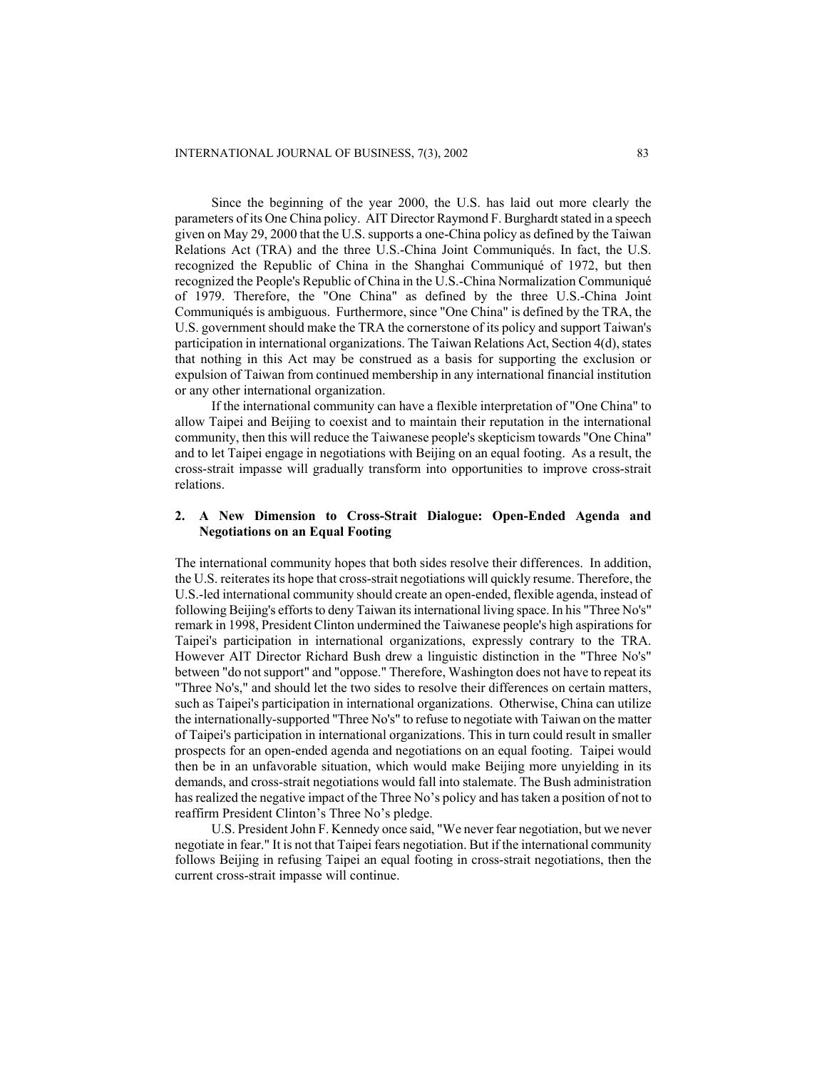Since the beginning of the year 2000, the U.S. has laid out more clearly the parameters of its One China policy. AIT Director Raymond F. Burghardt stated in a speech given on May 29, 2000 that the U.S. supports a one-China policy as defined by the Taiwan Relations Act (TRA) and the three U.S.-China Joint Communiqués. In fact, the U.S. recognized the Republic of China in the Shanghai Communiqué of 1972, but then recognized the People's Republic of China in the U.S.-China Normalization Communiqué of 1979. Therefore, the "One China" as defined by the three U.S.-China Joint Communiqués is ambiguous. Furthermore, since "One China" is defined by the TRA, the U.S. government should make the TRA the cornerstone of its policy and support Taiwan's participation in international organizations. The Taiwan Relations Act, Section 4(d), states that nothing in this Act may be construed as a basis for supporting the exclusion or expulsion of Taiwan from continued membership in any international financial institution or any other international organization.

If the international community can have a flexible interpretation of "One China" to allow Taipei and Beijing to coexist and to maintain their reputation in the international community, then this will reduce the Taiwanese people's skepticism towards "One China" and to let Taipei engage in negotiations with Beijing on an equal footing. As a result, the cross-strait impasse will gradually transform into opportunities to improve cross-strait relations.

## 2. A New Dimension to Cross-Strait Dialogue: Open-Ended Agenda and Negotiations on an Equal Footing

The international community hopes that both sides resolve their differences. In addition, the U.S. reiterates its hope that cross-strait negotiations will quickly resume. Therefore, the U.S.-led international community should create an open-ended, flexible agenda, instead of following Beijing's efforts to deny Taiwan its international living space. In his "Three No's" remark in 1998, President Clinton undermined the Taiwanese people's high aspirations for Taipei's participation in international organizations, expressly contrary to the TRA. However AIT Director Richard Bush drew a linguistic distinction in the "Three No's" between "do not support" and "oppose." Therefore, Washington does not have to repeat its "Three No's," and should let the two sides to resolve their differences on certain matters, such as Taipei's participation in international organizations. Otherwise, China can utilize the internationally-supported "Three No's" to refuse to negotiate with Taiwan on the matter of Taipei's participation in international organizations. This in turn could result in smaller prospects for an open-ended agenda and negotiations on an equal footing. Taipei would then be in an unfavorable situation, which would make Beijing more unyielding in its demands, and cross-strait negotiations would fall into stalemate. The Bush administration has realized the negative impact of the Three No's policy and has taken a position of not to reaffirm President Clinton's Three No's pledge.

U.S. President John F. Kennedy once said, "We never fear negotiation, but we never negotiate in fear." It is not that Taipei fears negotiation. But if the international community follows Beijing in refusing Taipei an equal footing in cross-strait negotiations, then the current cross-strait impasse will continue.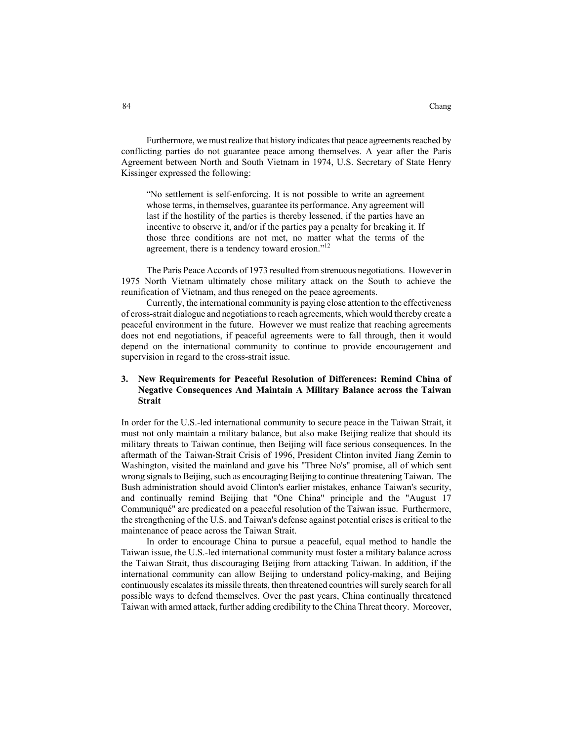Furthermore, we must realize that history indicates that peace agreements reached by conflicting parties do not guarantee peace among themselves. A year after the Paris Agreement between North and South Vietnam in 1974, U.S. Secretary of State Henry Kissinger expressed the following:

> "No settlement is self-enforcing. It is not possible to write an agreement whose terms, in themselves, guarantee its performance. Any agreement will last if the hostility of the parties is thereby lessened, if the parties have an incentive to observe it, and/or if the parties pay a penalty for breaking it. If those three conditions are not met, no matter what the terms of the agreement, there is a tendency toward erosion."[12]

The Paris Peace Accords of 1973 resulted from strenuous negotiations. However in 1975 North Vietnam ultimately chose military attack on the South to achieve the reunification of Vietnam, and thus reneged on the peace agreements.

Currently, the international community is paying close attention to the effectiveness of cross-strait dialogue and negotiations to reach agreements, which would thereby create a peaceful environment in the future. However we must realize that reaching agreements does not end negotiations, if peaceful agreements were to fall through, then it would depend on the international community to continue to provide encouragement and supervision in regard to the cross-strait issue.

### 3. New Requirements for Peaceful Resolution of Differences: Remind China of Negative Consequences And Maintain A Military Balance across the Taiwan Strait

In order for the U.S.-led international community to secure peace in the Taiwan Strait, it must not only maintain a military balance, but also make Beijing realize that should its military threats to Taiwan continue, then Beijing will face serious consequences. In the aftermath of the Taiwan-Strait Crisis of 1996, President Clinton invited Jiang Zemin to Washington, visited the mainland and gave his "Three No's" promise, all of which sent wrong signals to Beijing, such as encouraging Beijing to continue threatening Taiwan. The Bush administration should avoid Clinton's earlier mistakes, enhance Taiwan's security, and continually remind Beijing that "One China" principle and the "August 17 Communiqué" are predicated on a peaceful resolution of the Taiwan issue. Furthermore, the strengthening of the U.S. and Taiwan's defense against potential crises is critical to the maintenance of peace across the Taiwan Strait.

In order to encourage China to pursue a peaceful, equal method to handle the Taiwan issue, the U.S.-led international community must foster a military balance across the Taiwan Strait, thus discouraging Beijing from attacking Taiwan. In addition, if the international community can allow Beijing to understand policy-making, and Beijing continuously escalates its missile threats, then threatened countries will surely search for all possible ways to defend themselves. Over the past years, China continually threatened Taiwan with armed attack, further adding credibility to the China Threat theory. Moreover,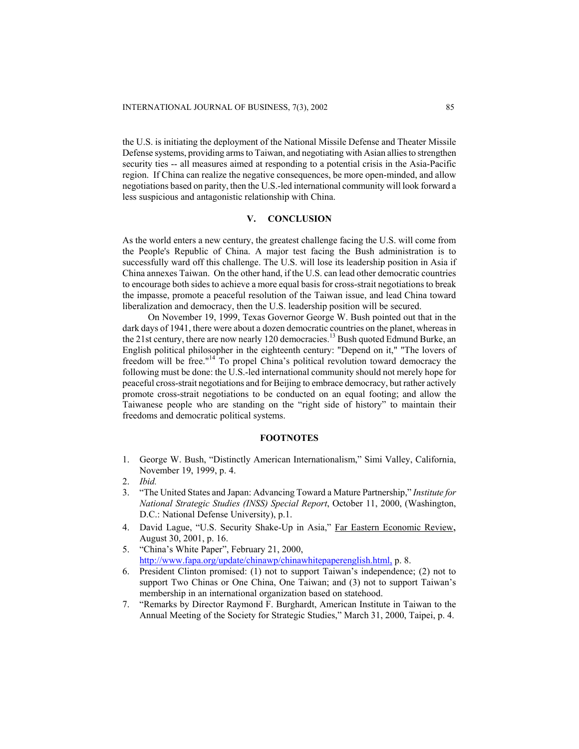the U.S. is initiating the deployment of the National Missile Defense and Theater Missile Defense systems, providing arms to Taiwan, and negotiating with Asian allies to strengthen security ties -- all measures aimed at responding to a potential crisis in the Asia-Pacific region. If China can realize the negative consequences, be more open-minded, and allow negotiations based on parity, then the U.S.-led international community will look forward a less suspicious and antagonistic relationship with China.

## V. CONCLUSION

As the world enters a new century, the greatest challenge facing the U.S. will come from the People's Republic of China. A major test facing the Bush administration is to successfully ward off this challenge. The U.S. will lose its leadership position in Asia if China annexes Taiwan. On the other hand, if the U.S. can lead other democratic countries to encourage both sides to achieve a more equal basis for cross-strait negotiations to break the impasse, promote a peaceful resolution of the Taiwan issue, and lead China toward liberalization and democracy, then the U.S. leadership position will be secured.

On November 19, 1999, Texas Governor George W. Bush pointed out that in the dark days of 1941, there were about a dozen democratic countries on the planet, whereas in the 21st century, there are now nearly 120 democracies.[13] Bush quoted Edmund Burke, an English political philosopher in the eighteenth century: "Depend on it," "The lovers of freedom will be free."[14] To propel China's political revolution toward democracy the following must be done: the U.S.-led international community should not merely hope for peaceful cross-strait negotiations and for Beijing to embrace democracy, but rather actively promote cross-strait negotiations to be conducted on an equal footing; and allow the Taiwanese people who are standing on the "right side of history" to maintain their freedoms and democratic political systems.

## FOOTNOTES

1. George W. Bush, "Distinctly American Internationalism," Simi Valley, California, November 19, 1999, p. 4.
2. *Ibid.*
3. "The United States and Japan: Advancing Toward a Mature Partnership," *Institute for National Strategic Studies (INSS) Special Report*, October 11, 2000, (Washington, D.C.: National Defense University), p.1.
4. David Lague, "U.S. Security Shake-Up in Asia," Far Eastern Economic Review, August 30, 2001, p. 16.
5. "China's White Paper", February 21, 2000, http://www.fapa.org/update/chinawp/chinawhitepaperenglish.html, p. 8.
6. President Clinton promised: (1) not to support Taiwan's independence; (2) not to support Two Chinas or One China, One Taiwan; and (3) not to support Taiwan's membership in an international organization based on statehood.
7. "Remarks by Director Raymond F. Burghardt, American Institute in Taiwan to the Annual Meeting of the Society for Strategic Studies," March 31, 2000, Taipei, p. 4.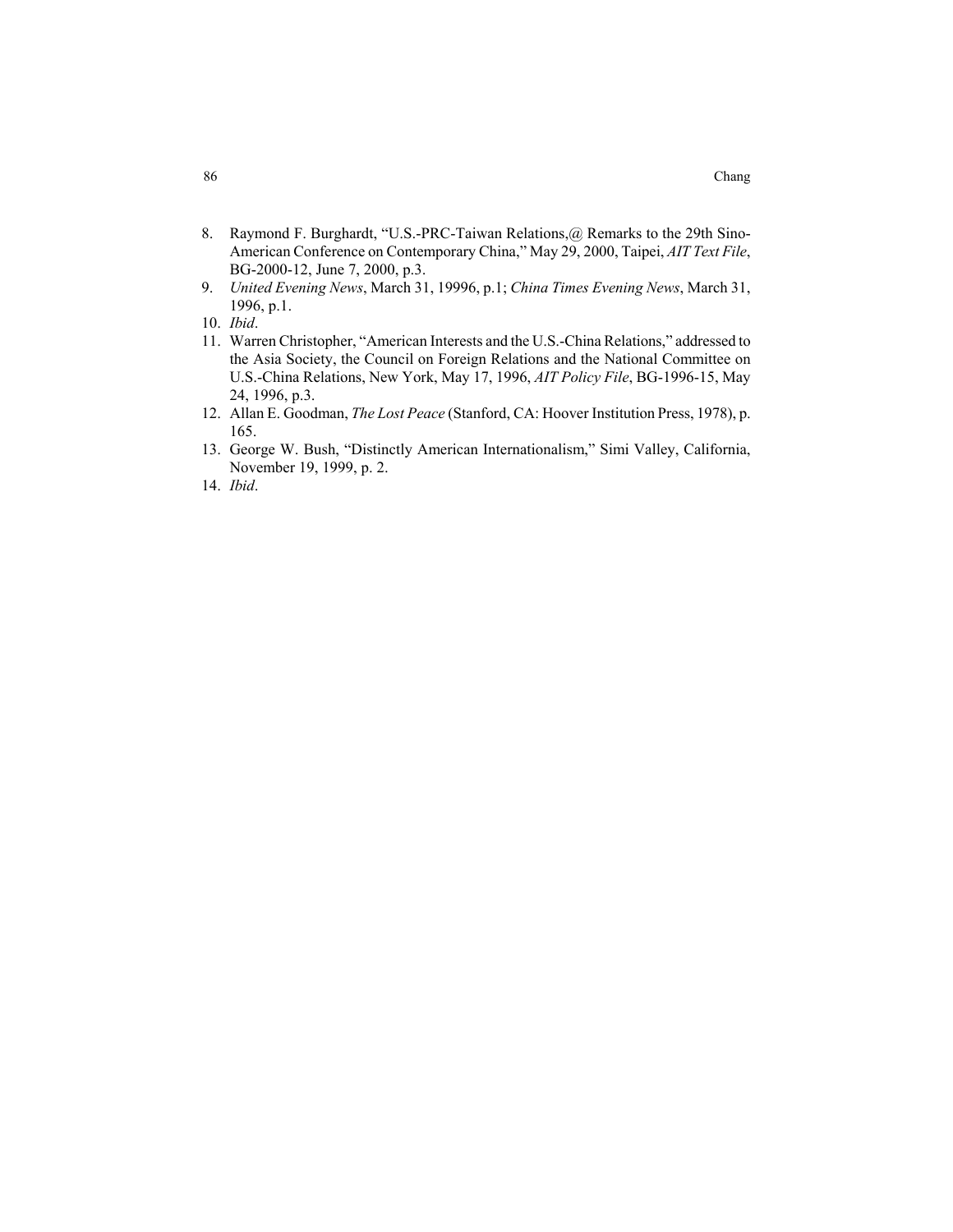8. Raymond F. Burghardt, "U.S.-PRC-Taiwan Relations,@ Remarks to the 29th Sino-American Conference on Contemporary China," May 29, 2000, Taipei, *AIT Text File*, BG-2000-12, June 7, 2000, p.3.
9. *United Evening News*, March 31, 19996, p.1; *China Times Evening News*, March 31, 1996, p.1.
10. *Ibid*.
11. Warren Christopher, "American Interests and the U.S.-China Relations," addressed to the Asia Society, the Council on Foreign Relations and the National Committee on U.S.-China Relations, New York, May 17, 1996, *AIT Policy File*, BG-1996-15, May 24, 1996, p.3.
12. Allan E. Goodman, *The Lost Peace* (Stanford, CA: Hoover Institution Press, 1978), p. 165.
13. George W. Bush, "Distinctly American Internationalism," Simi Valley, California, November 19, 1999, p. 2.
14. *Ibid*.